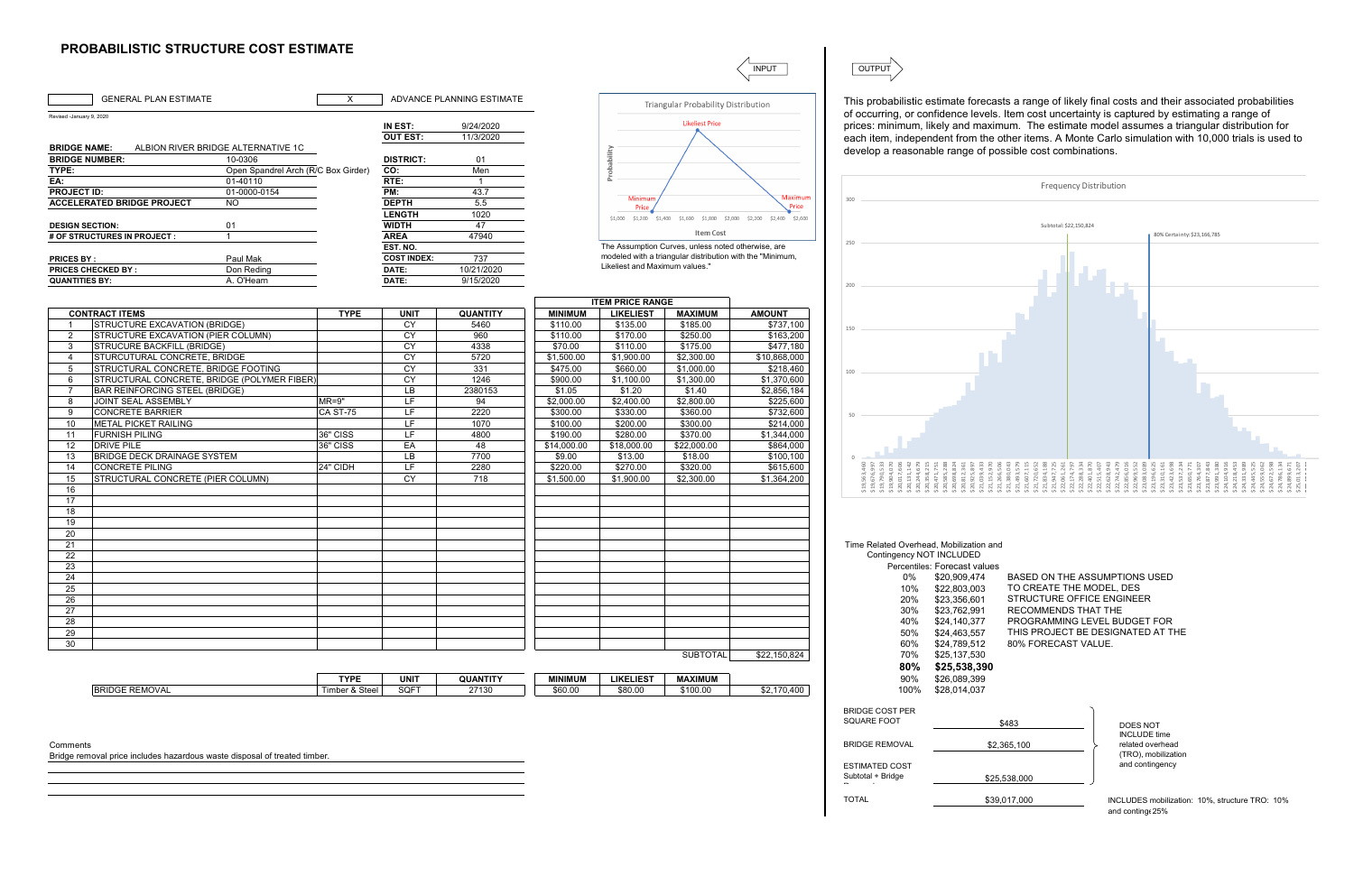# PROBABILISTIC STRUCTURE COST ESTIMATE

INPUT | OUTPUT

| | GENERAL PLAN ESTIMATE | X | ADVANCE PLANNING ESTIMATE |
|---|---|---|---|

Revised -January 9, 2020

| | | | |
|---|---|---|---|
| | | IN EST: | 9/24/2020 |
| | | OUT EST: | 11/3/2020 |
| BRIDGE NAME: | ALBION RIVER BRIDGE ALTERNATIVE 1C | | |
| BRIDGE NUMBER: | 10-0306 | DISTRICT: | 01 |
| TYPE: | Open Spandrel Arch (R/C Box Girder) | CO: | Men |
| EA: | 01-40110 | RTE: | 1 |
| PROJECT ID: | 01-0000-0154 | PM: | 43.7 |
| ACCELERATED BRIDGE PROJECT | NO | DEPTH | 5.5 |
| | | LENGTH | 1020 |
| DESIGN SECTION: | 01 | WIDTH | 47 |
| # OF STRUCTURES IN PROJECT : | 1 | AREA | 47940 |
| | | EST. NO. | |
| PRICES BY : | Paul Mak | COST INDEX: | 737 |
| PRICES CHECKED BY : | Don Reding | DATE: | 10/21/2020 |
| QUANTITIES BY: | A. O'Hearn | DATE: | 9/15/2020 |

Triangular Probability Distribution

The Assumption Curves, unless noted otherwise, are modeled with a triangular distribution with the "Minimum, Likeliest and Maximum values."

| | CONTRACT ITEMS | TYPE | UNIT | QUANTITY | ITEM PRICE RANGE MINIMUM | LIKELIEST | MAXIMUM | AMOUNT |
|---|---|---|---|---|---|---|---|---|
| 1 | STRUCTURE EXCAVATION (BRIDGE) | | CY | 5460 | $110.00 | $135.00 | $185.00 | $737,100 |
| 2 | STRUCTURE EXCAVATION (PIER COLUMN) | | CY | 960 | $110.00 | $170.00 | $250.00 | $163,200 |
| 3 | STRUCURE BACKFILL (BRIDGE) | | CY | 4338 | $70.00 | $110.00 | $175.00 | $477,180 |
| 4 | STURCUTURAL CONCRETE, BRIDGE | | CY | 5720 | $1,500.00 | $1,900.00 | $2,300.00 | $10,868,000 |
| 5 | STRUCTURAL CONCRETE, BRIDGE FOOTING | | CY | 331 | $475.00 | $660.00 | $1,000.00 | $218,460 |
| 6 | STRUCTURAL CONCRETE, BRIDGE (POLYMER FIBER) | | CY | 1246 | $900.00 | $1,100.00 | $1,300.00 | $1,370,600 |
| 7 | BAR REINFORCING STEEL (BRIDGE) | | LB | 2380153 | $1.05 | $1.20 | $1.40 | $2,856,184 |
| 8 | JOINT SEAL ASSEMBLY | MR=9" | LF | 94 | $2,000.00 | $2,400.00 | $2,800.00 | $225,600 |
| 9 | CONCRETE BARRIER | CA ST-75 | LF | 2220 | $300.00 | $330.00 | $360.00 | $732,600 |
| 10 | METAL PICKET RAILING | | LF | 1070 | $100.00 | $200.00 | $300.00 | $214,000 |
| 11 | FURNISH PILING | 36" CISS | LF | 4800 | $190.00 | $280.00 | $370.00 | $1,344,000 |
| 12 | DRIVE PILE | 36" CISS | EA | 48 | $14,000.00 | $18,000.00 | $22,000.00 | $864,000 |
| 13 | BRIDGE DECK DRAINAGE SYSTEM | | LB | 7700 | $9.00 | $13.00 | $18.00 | $100,100 |
| 14 | CONCRETE PILING | 24" CIDH | LF | 2280 | $220.00 | $270.00 | $320.00 | $615,600 |
| 15 | STRUCTURAL CONCRETE (PIER COLUMN) | | CY | 718 | $1,500.00 | $1,900.00 | $2,300.00 | $1,364,200 |
| 16 | | | | | | | | |
| 17 | | | | | | | | |
| 18 | | | | | | | | |
| 19 | | | | | | | | |
| 20 | | | | | | | | |
| 21 | | | | | | | | |
| 22 | | | | | | | | |
| 23 | | | | | | | | |
| 24 | | | | | | | | |
| 25 | | | | | | | | |
| 26 | | | | | | | | |
| 27 | | | | | | | | |
| 28 | | | | | | | | |
| 29 | | | | | | | | |
| 30 | | | | | | | | |
| | | | | | | | SUBTOTAL | $22,150,824 |

| | TYPE | UNIT | QUANTITY | MINIMUM | LIKELIEST | MAXIMUM | |
|---|---|---|---|---|---|---|---|
| BRIDGE REMOVAL | Timber & Steel | SQFT | 27130 | $60.00 | $80.00 | $100.00 | $2,170,400 |

Comments

Bridge removal price includes hazardous waste disposal of treated timber.

This probabilistic estimate forecasts a range of likely final costs and their associated probabilities of occurring, or confidence levels. Item cost uncertainty is captured by estimating a range of prices: minimum, likely and maximum. The estimate model assumes a triangular distribution for each item, independent from the other items. A Monte Carlo simulation with 10,000 trials is used to develop a reasonable range of possible cost combinations.

Frequency Distribution

Subtotal: $22,150,824 — 80% Certainty: $23,166,785

Time Related Overhead, Mobilization and Contingency NOT INCLUDED

| Percentiles: | Forecast values |
|---|---|
| 0% | $20,909,474 |
| 10% | $22,803,003 |
| 20% | $23,356,601 |
| 30% | $23,762,991 |
| 40% | $24,140,377 |
| 50% | $24,463,557 |
| 60% | $24,789,512 |
| 70% | $25,137,530 |
| **80%** | **$25,538,390** |
| 90% | $26,089,399 |
| 100% | $28,014,037 |

BASED ON THE ASSUMPTIONS USED TO CREATE THE MODEL, DES STRUCTURE OFFICE ENGINEER RECOMMENDS THAT THE PROGRAMMING LEVEL BUDGET FOR THIS PROJECT BE DESIGNATED AT THE 80% FORECAST VALUE.

| | | |
|---|---|---|
| BRIDGE COST PER SQUARE FOOT | $483 | DOES NOT INCLUDE time related overhead (TRO), mobilization and contingency |
| BRIDGE REMOVAL | $2,365,100 | |
| ESTIMATED COST Subtotal + Bridge | $25,538,000 | |
| TOTAL | $39,017,000 | INCLUDES mobilization: 10%, structure TRO: 10% and continge 25% |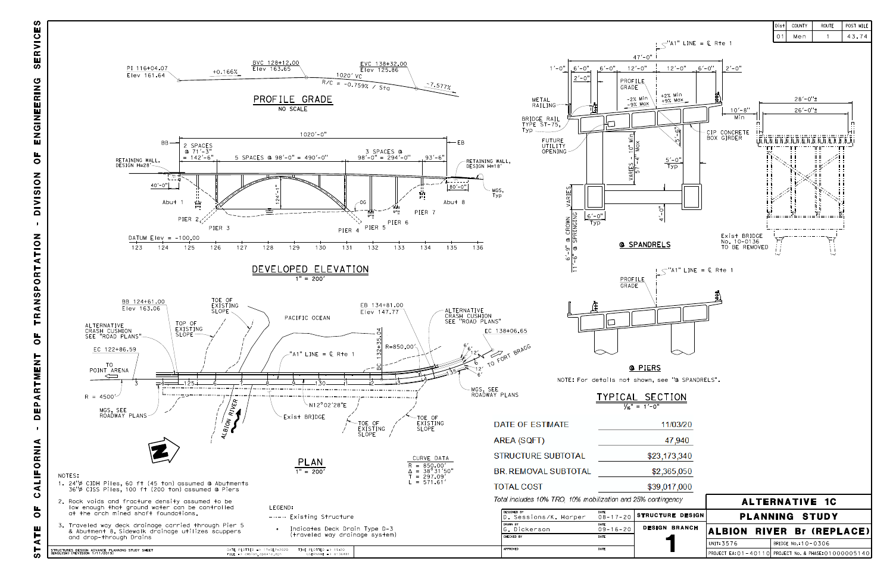| Dist | COUNTY | ROUTE | POST MILE |
|---|---|---|---|
| 01 | Men | 1 | 43.74 |

## PROFILE GRADE

NO SCALE

PI 116+04.07
Elev 161.64

+0.166%

BVC 128+12.00
Elev 163.65

1020' VC

R/C = -0.759% / Sta

EVC 138+32.00
Elev 125.86

-7.577%

## DEVELOPED ELEVATION

1" = 200'

BB — EB

1020'-0"

2 SPACES @ 71'-3" = 142'-6"

5 SPACES @ 98'-0" = 490'-0"

3 SPACES @ 98'-0" = 294'-0"

93'-6"

RETAINING WALL, DESIGN H=28'

RETAINING WALL, DESIGN H=18'

40'-0"

80'-0"

MGS, Typ

124'-1"

OG

Abut 1, PIER 2, PIER 3, PIER 4, PIER 5, PIER 6, PIER 7, Abut 8

DATUM Elev = -100.00

123 124 125 126 127 128 129 130 131 132 133 134 135 136

## PLAN

1" = 200'

BB 124+61.00
Elev 163.06

TOE OF EXISTING SLOPE

TOP OF EXISTING SLOPE

PACIFIC OCEAN

EB 134+81.00
Elev 147.77

ALTERNATIVE CRASH CUSHION SEE "ROAD PLANS"

ALTERNATIVE CRASH CUSHION SEE "ROAD PLANS"

EC 138+06.65

EC 122+86.59

BC 132+35.04

R=850.00'

"A1" LINE = ℄ Rte 1

TO POINT ARENA

TO FORT BRAGG

R = 4500'

MGS, SEE ROADWAY PLANS

MGS, SEE ROADWAY PLANS

ALBION RIVER

N12°02'28"E

Exist BRIDGE

TOE OF EXISTING SLOPE

TOE OF EXISTING SLOPE

| CURVE DATA |
|---|
| R = 850.00' |
| Δ = 38°31'50" |
| T = 297.09' |
| L = 571.61' |

NOTES:

1. 24"ø CIDH Piles, 60 ft (45 ton) assumed @ Abutments
   36"ø CISS Piles, 100 ft (200 ton) assumed @ Piers
2. Rock voids and fracture density assumed to be low enough that ground water can be controlled at the arch mined shaft foundations.
3. Traveled way deck drainage carried through Pier 5 & Abutment 8. Sidewalk drainage utilizes scuppers and drop-through Drains

LEGEND:

- - - - Existing Structure
- • Indicates Deck Drain Type D-3 (traveled way drainage system)

## TYPICAL SECTION

⅛" = 1'-0"

"A1" LINE = ℄ Rte 1

47'-0"

1'-0" 6'-0" 6'-0" 12'-0" 12'-0" 6'-0" 2'-0"

2'-0"

PROFILE GRADE

-2% Min, -9% Max

+2% Min, +9% Max

METAL RAILING

BRIDGE RAIL TYPE ST-75, Typ

FUTURE UTILITY OPENING

5'-6"

CIP CONCRETE BOX GIRDER

VARIES - 10" Min, 57'-4" Max

5'-0" Typ

6'-0" Typ

4'-0"

VARIES

6'-9" @ CROWN, 11'-9" @ SPRINGING

### @ SPANDRELS

28'-0"±

26'-0"±

10'-8" Min

Exist BRIDGE No. 10-0136 TO BE REMOVED

### @ PIERS

"A1" LINE = ℄ Rte 1

PROFILE GRADE

NOTE: For details not shown, see "@ SPANDRELS".

| | |
|---|---|
| DATE OF ESTIMATE | 11/03/20 |
| AREA (SQFT) | 47,940 |
| STRUCTURE SUBTOTAL | $23,173,340 |
| BR. REMOVAL SUBTOTAL | $2,365,050 |
| TOTAL COST | $39,017,000 |

*Total includes 10% TRO, 10% mobilization and 25% contingency*

| | | |
|---|---|---|
| DESIGNED BY: D. Sessions/K. Harper | DATE: 08-17-20 | STRUCTURE DESIGN |
| DRAWN BY: G. Dickerson | DATE: 09-16-20 | DESIGN BRANCH |
| CHECKED BY | DATE | 1 |
| APPROVED | DATE | |

# ALTERNATIVE 1C

# PLANNING STUDY

# ALBION RIVER Br (REPLACE)

UNIT: 3576 — BRIDGE No.: 10-0306

PROJECT EA: 01-40110 — PROJECT No. & PHASE: 01000005140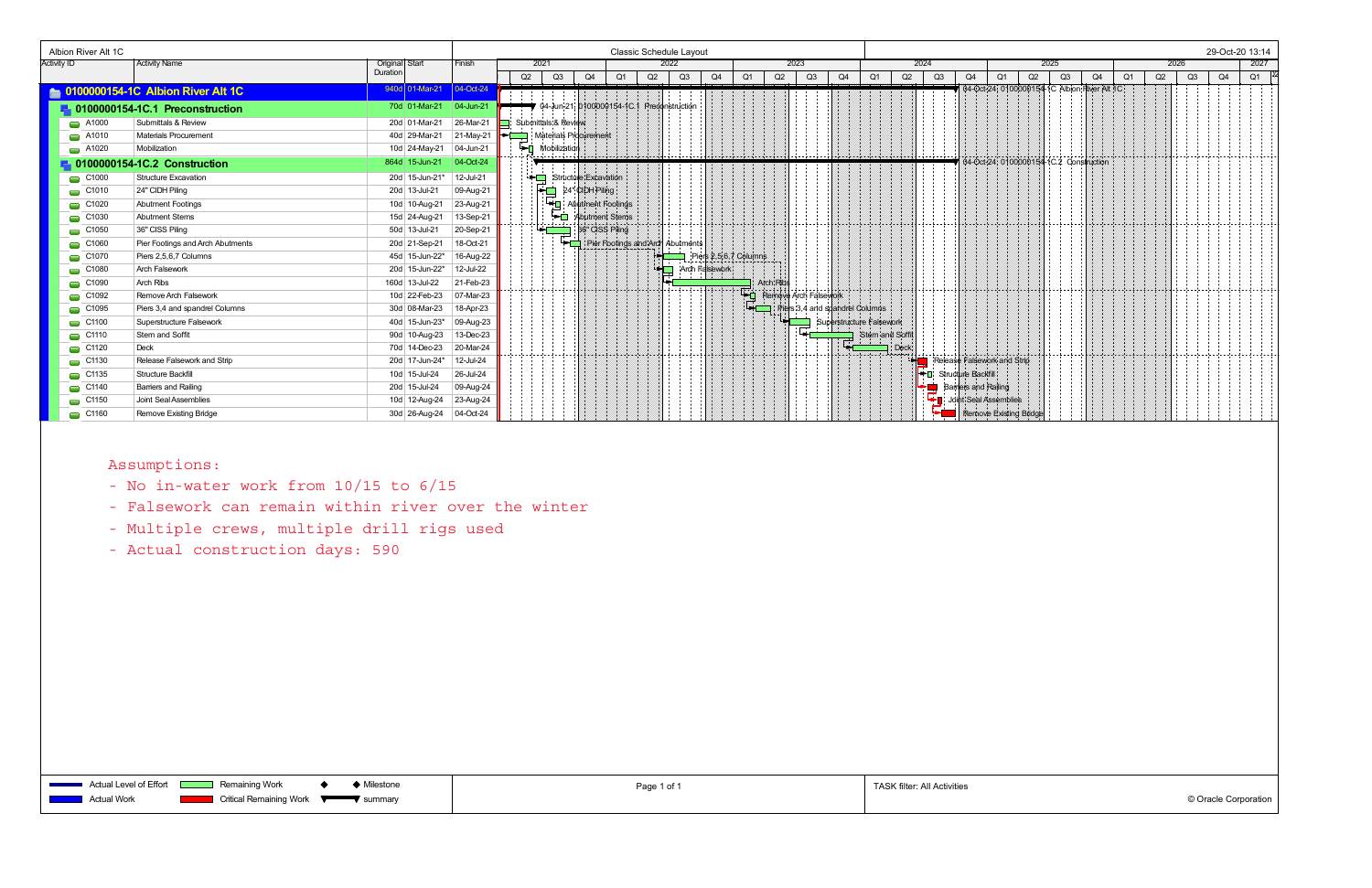Albion River Alt 1C

Classic Schedule Layout

29-Oct-20 13:14

| Activity ID | Activity Name | Original Duration | Start | Finish |
|---|---|---|---|---|
| **0100000154-1C Albion River Alt 1C** | | 940d | 01-Mar-21 | 04-Oct-24 |
| **0100000154-1C.1 Preconstruction** | | 70d | 01-Mar-21 | 04-Jun-21 |
| A1000 | Submittals & Review | 20d | 01-Mar-21 | 26-Mar-21 |
| A1010 | Materials Procurement | 40d | 29-Mar-21 | 21-May-21 |
| A1020 | Mobilization | 10d | 24-May-21 | 04-Jun-21 |
| **0100000154-1C.2 Construction** | | 864d | 15-Jun-21 | 04-Oct-24 |
| C1000 | Structure Excavation | 20d | 15-Jun-21* | 12-Jul-21 |
| C1010 | 24" CIDH Piling | 20d | 13-Jul-21 | 09-Aug-21 |
| C1020 | Abutment Footings | 10d | 10-Aug-21 | 23-Aug-21 |
| C1030 | Abutment Stems | 15d | 24-Aug-21 | 13-Sep-21 |
| C1050 | 36" CISS Piling | 50d | 13-Jul-21 | 20-Sep-21 |
| C1060 | Pier Footings and Arch Abutments | 20d | 21-Sep-21 | 18-Oct-21 |
| C1070 | Piers 2,5,6,7 Columns | 45d | 15-Jun-22* | 16-Aug-22 |
| C1080 | Arch Falsework | 20d | 15-Jun-22* | 12-Jul-22 |
| C1090 | Arch Ribs | 160d | 13-Jul-22 | 21-Feb-23 |
| C1092 | Remove Arch Falsework | 10d | 22-Feb-23 | 07-Mar-23 |
| C1095 | Piers 3,4 and spandrel Columns | 30d | 08-Mar-23 | 18-Apr-23 |
| C1100 | Superstructure Falsework | 40d | 15-Jun-23* | 09-Aug-23 |
| C1110 | Stem and Soffit | 90d | 10-Aug-23 | 13-Dec-23 |
| C1120 | Deck | 70d | 14-Dec-23 | 20-Mar-24 |
| C1130 | Release Falsework and Strip | 20d | 17-Jun-24* | 12-Jul-24 |
| C1135 | Structure Backfill | 10d | 15-Jul-24 | 26-Jul-24 |
| C1140 | Barriers and Railing | 20d | 15-Jul-24 | 09-Aug-24 |
| C1150 | Joint Seal Assemblies | 10d | 12-Aug-24 | 23-Aug-24 |
| C1160 | Remove Existing Bridge | 30d | 26-Aug-24 | 04-Oct-24 |

Assumptions:

- No in-water work from 10/15 to 6/15
- Falsework can remain within river over the winter
- Multiple crews, multiple drill rigs used
- Actual construction days: 590

Actual Level of Effort | Remaining Work | ◆ Milestone | Actual Work | Critical Remaining Work | summary

TASK filter: All Activities

© Oracle Corporation